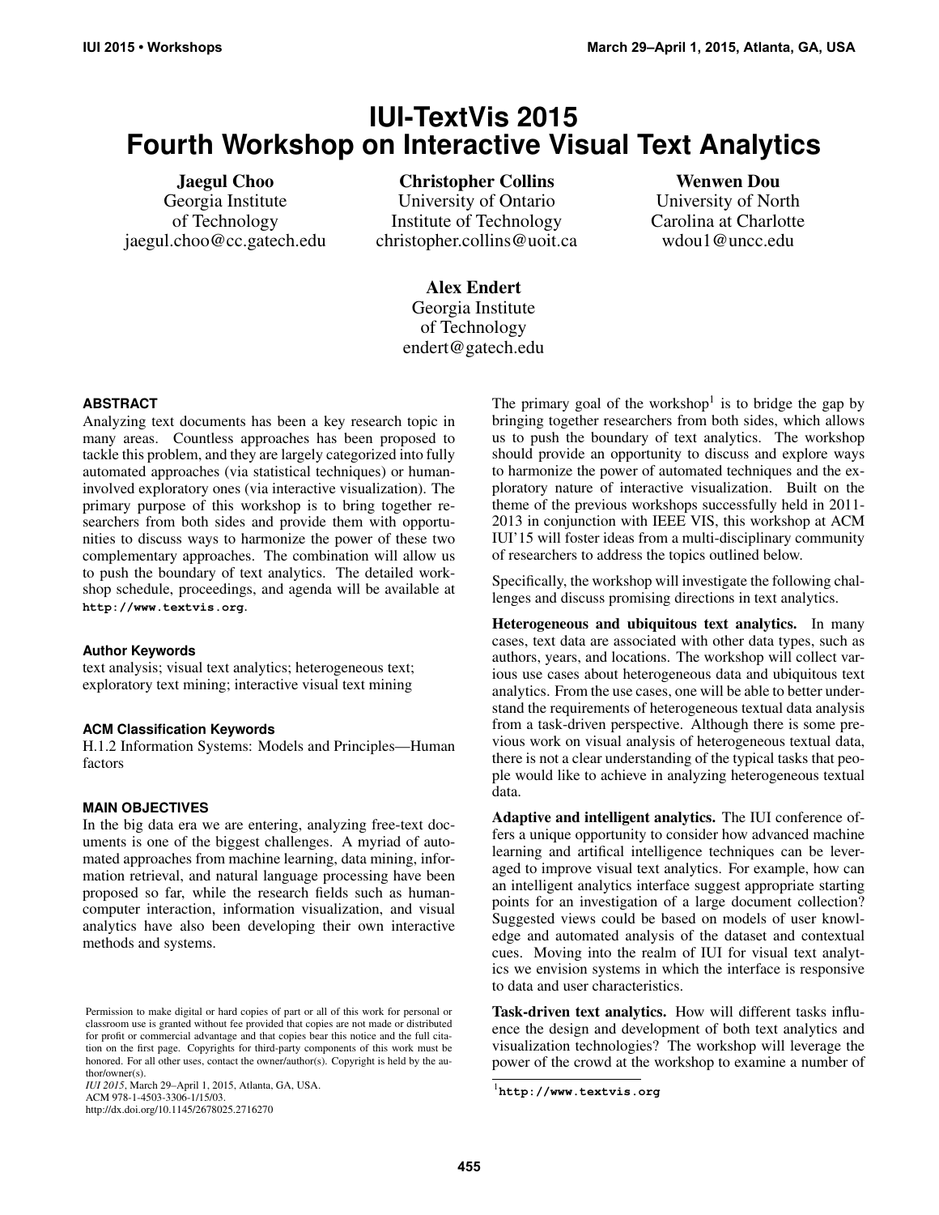# IUI-TextVis 2015
# Fourth Workshop on Interactive Visual Text Analytics

**Jaegul Choo**
Georgia Institute of Technology
jaegul.choo@cc.gatech.edu

**Christopher Collins**
University of Ontario Institute of Technology
christopher.collins@uoit.ca

**Wenwen Dou**
University of North Carolina at Charlotte
wdou1@uncc.edu

**Alex Endert**
Georgia Institute of Technology
endert@gatech.edu

## ABSTRACT

Analyzing text documents has been a key research topic in many areas. Countless approaches has been proposed to tackle this problem, and they are largely categorized into fully automated approaches (via statistical techniques) or human-involved exploratory ones (via interactive visualization). The primary purpose of this workshop is to bring together researchers from both sides and provide them with opportunities to discuss ways to harmonize the power of these two complementary approaches. The combination will allow us to push the boundary of text analytics. The detailed workshop schedule, proceedings, and agenda will be available at **`http://www.textvis.org`**.

### Author Keywords

text analysis; visual text analytics; heterogeneous text; exploratory text mining; interactive visual text mining

### ACM Classification Keywords

H.1.2 Information Systems: Models and Principles—Human factors

## MAIN OBJECTIVES

In the big data era we are entering, analyzing free-text documents is one of the biggest challenges. A myriad of automated approaches from machine learning, data mining, information retrieval, and natural language processing have been proposed so far, while the research fields such as human-computer interaction, information visualization, and visual analytics have also been developing their own interactive methods and systems.

The primary goal of the workshop[1] is to bridge the gap by bringing together researchers from both sides, which allows us to push the boundary of text analytics. The workshop should provide an opportunity to discuss and explore ways to harmonize the power of automated techniques and the exploratory nature of interactive visualization. Built on the theme of the previous workshops successfully held in 2011-2013 in conjunction with IEEE VIS, this workshop at ACM IUI'15 will foster ideas from a multi-disciplinary community of researchers to address the topics outlined below.

Specifically, the workshop will investigate the following challenges and discuss promising directions in text analytics.

**Heterogeneous and ubiquitous text analytics.** In many cases, text data are associated with other data types, such as authors, years, and locations. The workshop will collect various use cases about heterogeneous data and ubiquitous text analytics. From the use cases, one will be able to better understand the requirements of heterogeneous textual data analysis from a task-driven perspective. Although there is some previous work on visual analysis of heterogeneous textual data, there is not a clear understanding of the typical tasks that people would like to achieve in analyzing heterogeneous textual data.

**Adaptive and intelligent analytics.** The IUI conference offers a unique opportunity to consider how advanced machine learning and artifical intelligence techniques can be leveraged to improve visual text analytics. For example, how can an intelligent analytics interface suggest appropriate starting points for an investigation of a large document collection? Suggested views could be based on models of user knowledge and automated analysis of the dataset and contextual cues. Moving into the realm of IUI for visual text analytics we envision systems in which the interface is responsive to data and user characteristics.

**Task-driven text analytics.** How will different tasks influence the design and development of both text analytics and visualization technologies? The workshop will leverage the power of the crowd at the workshop to examine a number of

[1] **`http://www.textvis.org`**

Permission to make digital or hard copies of part or all of this work for personal or classroom use is granted without fee provided that copies are not made or distributed for profit or commercial advantage and that copies bear this notice and the full citation on the first page. Copyrights for third-party components of this work must be honored. For all other uses, contact the owner/author(s). Copyright is held by the author/owner(s).
*IUI 2015*, March 29–April 1, 2015, Atlanta, GA, USA.
ACM 978-1-4503-3306-1/15/03.
http://dx.doi.org/10.1145/2678025.2716270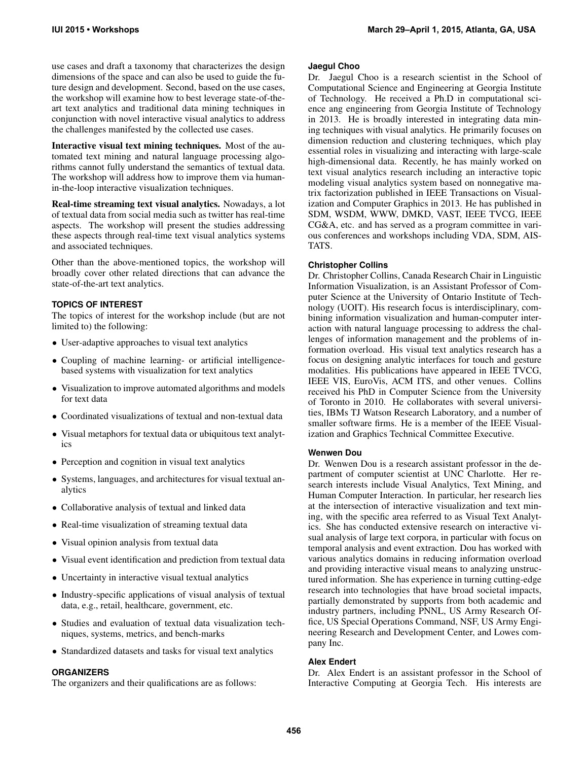use cases and draft a taxonomy that characterizes the design dimensions of the space and can also be used to guide the future design and development. Second, based on the use cases, the workshop will examine how to best leverage state-of-the-art text analytics and traditional data mining techniques in conjunction with novel interactive visual analytics to address the challenges manifested by the collected use cases.

**Interactive visual text mining techniques.** Most of the automated text mining and natural language processing algorithms cannot fully understand the semantics of textual data. The workshop will address how to improve them via human-in-the-loop interactive visualization techniques.

**Real-time streaming text visual analytics.** Nowadays, a lot of textual data from social media such as twitter has real-time aspects. The workshop will present the studies addressing these aspects through real-time text visual analytics systems and associated techniques.

Other than the above-mentioned topics, the workshop will broadly cover other related directions that can advance the state-of-the-art text analytics.

## TOPICS OF INTEREST

The topics of interest for the workshop include (but are not limited to) the following:

- User-adaptive approaches to visual text analytics
- Coupling of machine learning- or artificial intelligence-based systems with visualization for text analytics
- Visualization to improve automated algorithms and models for text data
- Coordinated visualizations of textual and non-textual data
- Visual metaphors for textual data or ubiquitous text analytics
- Perception and cognition in visual text analytics
- Systems, languages, and architectures for visual textual analytics
- Collaborative analysis of textual and linked data
- Real-time visualization of streaming textual data
- Visual opinion analysis from textual data
- Visual event identification and prediction from textual data
- Uncertainty in interactive visual textual analytics
- Industry-specific applications of visual analysis of textual data, e.g., retail, healthcare, government, etc.
- Studies and evaluation of textual data visualization techniques, systems, metrics, and bench-marks
- Standardized datasets and tasks for visual text analytics

## ORGANIZERS

The organizers and their qualifications are as follows:

### Jaegul Choo

Dr. Jaegul Choo is a research scientist in the School of Computational Science and Engineering at Georgia Institute of Technology. He received a Ph.D in computational science ang engineering from Georgia Institute of Technology in 2013. He is broadly interested in integrating data mining techniques with visual analytics. He primarily focuses on dimension reduction and clustering techniques, which play essential roles in visualizing and interacting with large-scale high-dimensional data. Recently, he has mainly worked on text visual analytics research including an interactive topic modeling visual analytics system based on nonnegative matrix factorization published in IEEE Transactions on Visualization and Computer Graphics in 2013. He has published in SDM, WSDM, WWW, DMKD, VAST, IEEE TVCG, IEEE CG&A, etc. and has served as a program committee in various conferences and workshops including VDA, SDM, AISTATS.

### Christopher Collins

Dr. Christopher Collins, Canada Research Chair in Linguistic Information Visualization, is an Assistant Professor of Computer Science at the University of Ontario Institute of Technology (UOIT). His research focus is interdisciplinary, combining information visualization and human-computer interaction with natural language processing to address the challenges of information management and the problems of information overload. His visual text analytics research has a focus on designing analytic interfaces for touch and gesture modalities. His publications have appeared in IEEE TVCG, IEEE VIS, EuroVis, ACM ITS, and other venues. Collins received his PhD in Computer Science from the University of Toronto in 2010. He collaborates with several universities, IBMs TJ Watson Research Laboratory, and a number of smaller software firms. He is a member of the IEEE Visualization and Graphics Technical Committee Executive.

### Wenwen Dou

Dr. Wenwen Dou is a research assistant professor in the department of computer scientist at UNC Charlotte. Her research interests include Visual Analytics, Text Mining, and Human Computer Interaction. In particular, her research lies at the intersection of interactive visualization and text mining, with the specific area referred to as Visual Text Analytics. She has conducted extensive research on interactive visual analysis of large text corpora, in particular with focus on temporal analysis and event extraction. Dou has worked with various analytics domains in reducing information overload and providing interactive visual means to analyzing unstructured information. She has experience in turning cutting-edge research into technologies that have broad societal impacts, partially demonstrated by supports from both academic and industry partners, including PNNL, US Army Research Office, US Special Operations Command, NSF, US Army Engineering Research and Development Center, and Lowes company Inc.

### Alex Endert

Dr. Alex Endert is an assistant professor in the School of Interactive Computing at Georgia Tech. His interests are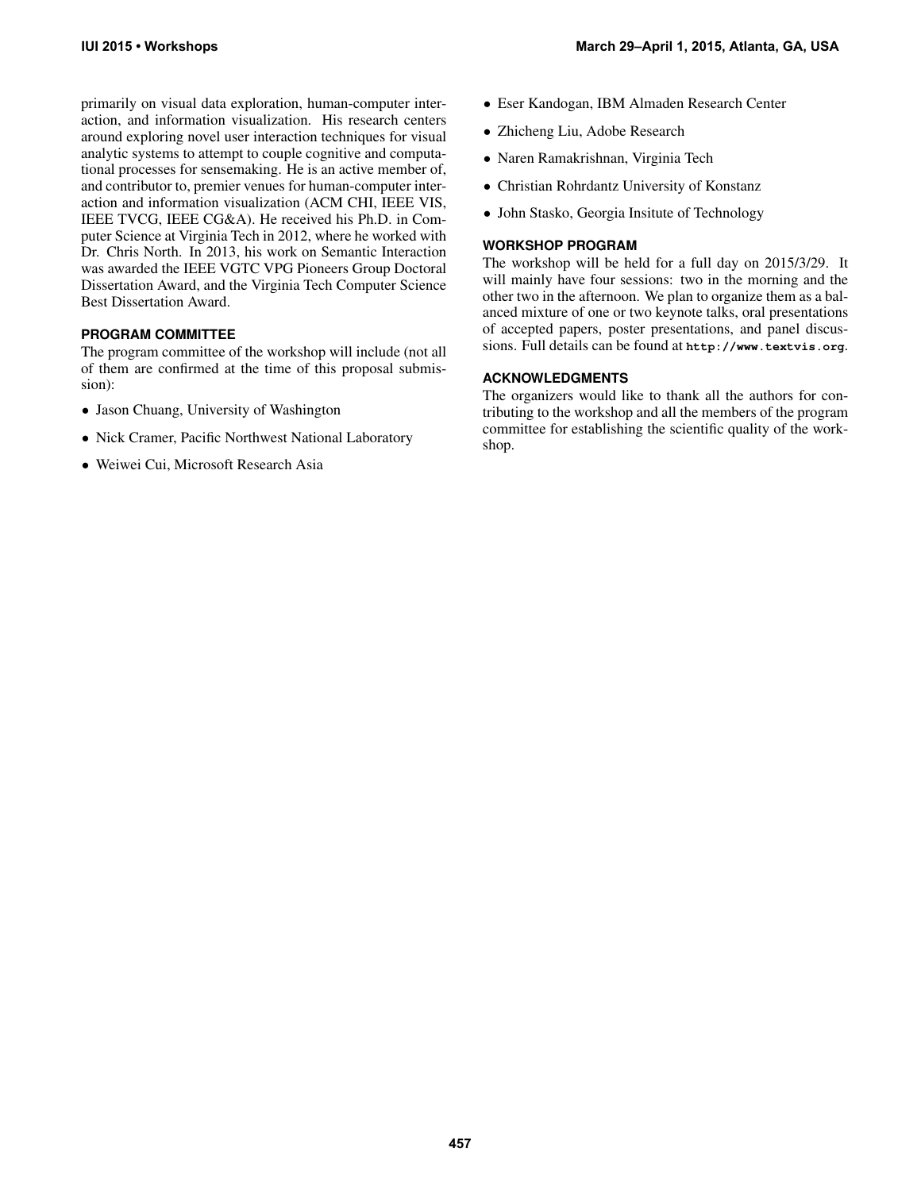primarily on visual data exploration, human-computer interaction, and information visualization. His research centers around exploring novel user interaction techniques for visual analytic systems to attempt to couple cognitive and computational processes for sensemaking. He is an active member of, and contributor to, premier venues for human-computer interaction and information visualization (ACM CHI, IEEE VIS, IEEE TVCG, IEEE CG&A). He received his Ph.D. in Computer Science at Virginia Tech in 2012, where he worked with Dr. Chris North. In 2013, his work on Semantic Interaction was awarded the IEEE VGTC VPG Pioneers Group Doctoral Dissertation Award, and the Virginia Tech Computer Science Best Dissertation Award.

## PROGRAM COMMITTEE

The program committee of the workshop will include (not all of them are confirmed at the time of this proposal submission):

- Jason Chuang, University of Washington
- Nick Cramer, Pacific Northwest National Laboratory
- Weiwei Cui, Microsoft Research Asia
- Eser Kandogan, IBM Almaden Research Center
- Zhicheng Liu, Adobe Research
- Naren Ramakrishnan, Virginia Tech
- Christian Rohrdantz University of Konstanz
- John Stasko, Georgia Insitute of Technology

## WORKSHOP PROGRAM

The workshop will be held for a full day on 2015/3/29. It will mainly have four sessions: two in the morning and the other two in the afternoon. We plan to organize them as a balanced mixture of one or two keynote talks, oral presentations of accepted papers, poster presentations, and panel discussions. Full details can be found at **`http://www.textvis.org`**.

## ACKNOWLEDGMENTS

The organizers would like to thank all the authors for contributing to the workshop and all the members of the program committee for establishing the scientific quality of the workshop.